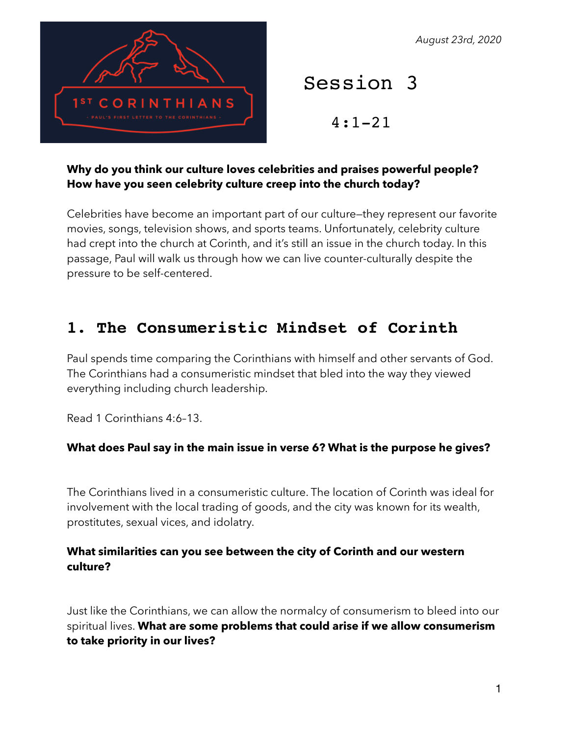*August 23rd, 2020*

1ST CORINTHIANS

- PAUL'S FIRST LETTER TO THE CORINTHIANS -

# Session 3

4:1-21

**Why do you think our culture loves celebrities and praises powerful people? How have you seen celebrity culture creep into the church today?**

Celebrities have become an important part of our culture—they represent our favorite movies, songs, television shows, and sports teams. Unfortunately, celebrity culture had crept into the church at Corinth, and it's still an issue in the church today. In this passage, Paul will walk us through how we can live counter-culturally despite the pressure to be self-centered.

## 1. The Consumeristic Mindset of Corinth

Paul spends time comparing the Corinthians with himself and other servants of God. The Corinthians had a consumeristic mindset that bled into the way they viewed everything including church leadership.

Read 1 Corinthians 4:6–13.

**What does Paul say in the main issue in verse 6? What is the purpose he gives?**

The Corinthians lived in a consumeristic culture. The location of Corinth was ideal for involvement with the local trading of goods, and the city was known for its wealth, prostitutes, sexual vices, and idolatry.

**What similarities can you see between the city of Corinth and our western culture?**

Just like the Corinthians, we can allow the normalcy of consumerism to bleed into our spiritual lives. **What are some problems that could arise if we allow consumerism to take priority in our lives?**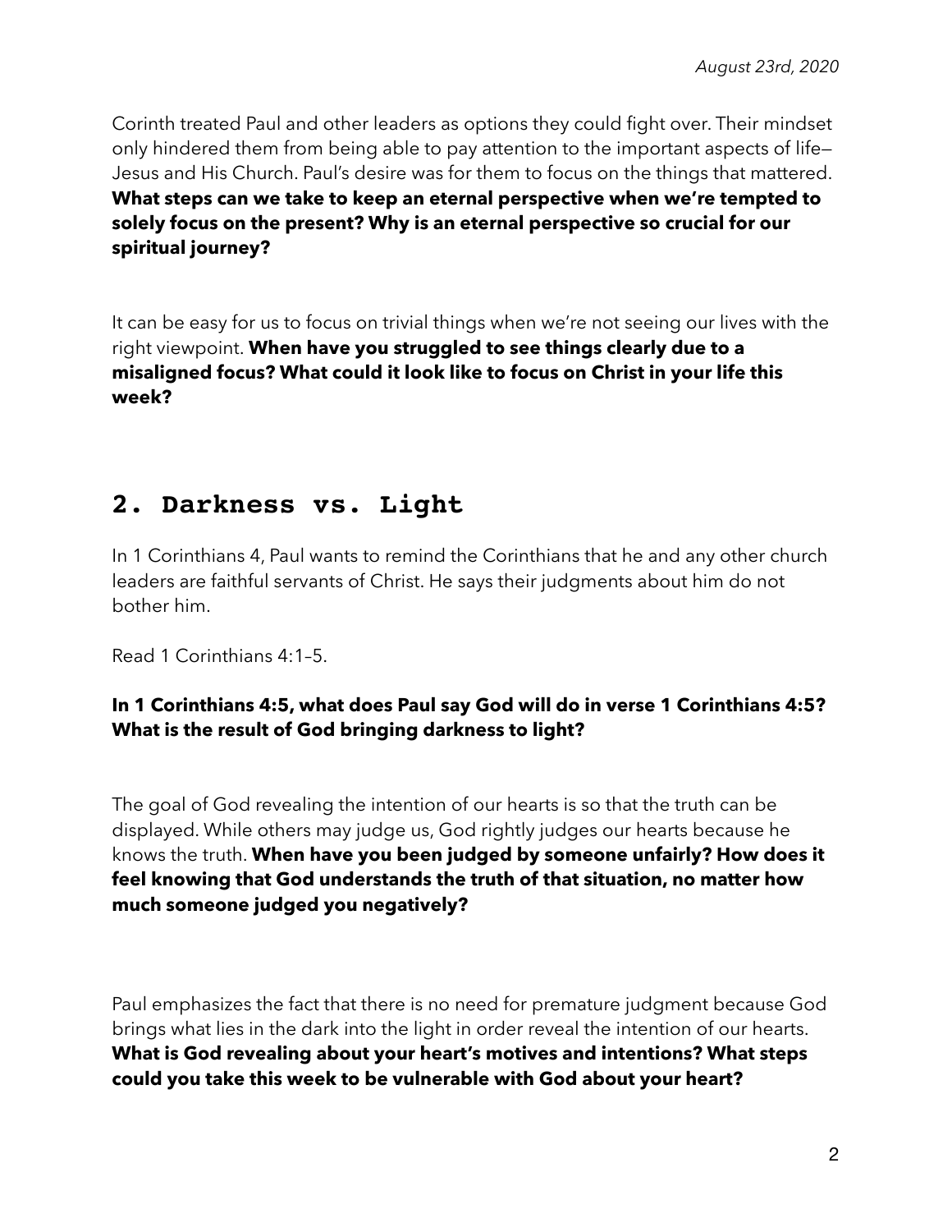Corinth treated Paul and other leaders as options they could fight over. Their mindset only hindered them from being able to pay attention to the important aspects of life—Jesus and His Church. Paul's desire was for them to focus on the things that mattered. **What steps can we take to keep an eternal perspective when we're tempted to solely focus on the present? Why is an eternal perspective so crucial for our spiritual journey?**

It can be easy for us to focus on trivial things when we're not seeing our lives with the right viewpoint. **When have you struggled to see things clearly due to a misaligned focus? What could it look like to focus on Christ in your life this week?**

## 2. Darkness vs. Light

In 1 Corinthians 4, Paul wants to remind the Corinthians that he and any other church leaders are faithful servants of Christ. He says their judgments about him do not bother him.

Read 1 Corinthians 4:1–5.

**In 1 Corinthians 4:5, what does Paul say God will do in verse 1 Corinthians 4:5? What is the result of God bringing darkness to light?**

The goal of God revealing the intention of our hearts is so that the truth can be displayed. While others may judge us, God rightly judges our hearts because he knows the truth. **When have you been judged by someone unfairly? How does it feel knowing that God understands the truth of that situation, no matter how much someone judged you negatively?**

Paul emphasizes the fact that there is no need for premature judgment because God brings what lies in the dark into the light in order reveal the intention of our hearts. **What is God revealing about your heart's motives and intentions? What steps could you take this week to be vulnerable with God about your heart?**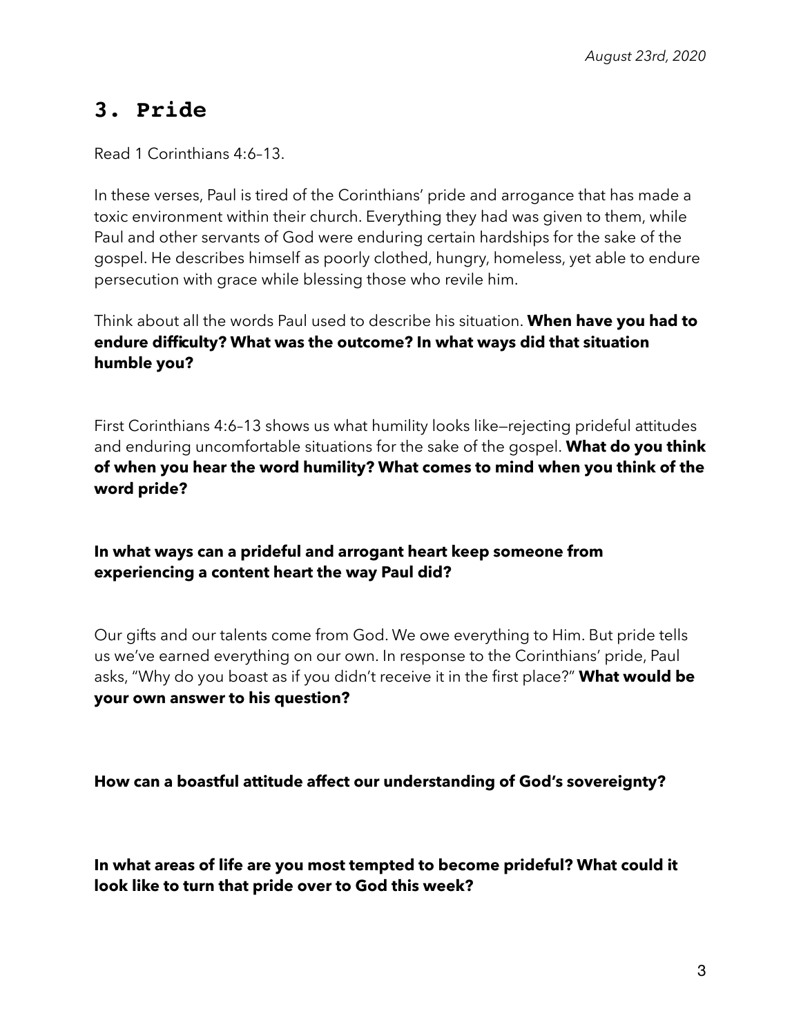*August 23rd, 2020*

## 3. Pride

Read 1 Corinthians 4:6–13.

In these verses, Paul is tired of the Corinthians' pride and arrogance that has made a toxic environment within their church. Everything they had was given to them, while Paul and other servants of God were enduring certain hardships for the sake of the gospel. He describes himself as poorly clothed, hungry, homeless, yet able to endure persecution with grace while blessing those who revile him.

Think about all the words Paul used to describe his situation. **When have you had to endure difficulty? What was the outcome? In what ways did that situation humble you?**

First Corinthians 4:6–13 shows us what humility looks like—rejecting prideful attitudes and enduring uncomfortable situations for the sake of the gospel. **What do you think of when you hear the word humility? What comes to mind when you think of the word pride?**

**In what ways can a prideful and arrogant heart keep someone from experiencing a content heart the way Paul did?**

Our gifts and our talents come from God. We owe everything to Him. But pride tells us we've earned everything on our own. In response to the Corinthians' pride, Paul asks, "Why do you boast as if you didn't receive it in the first place?" **What would be your own answer to his question?**

**How can a boastful attitude affect our understanding of God's sovereignty?**

**In what areas of life are you most tempted to become prideful? What could it look like to turn that pride over to God this week?**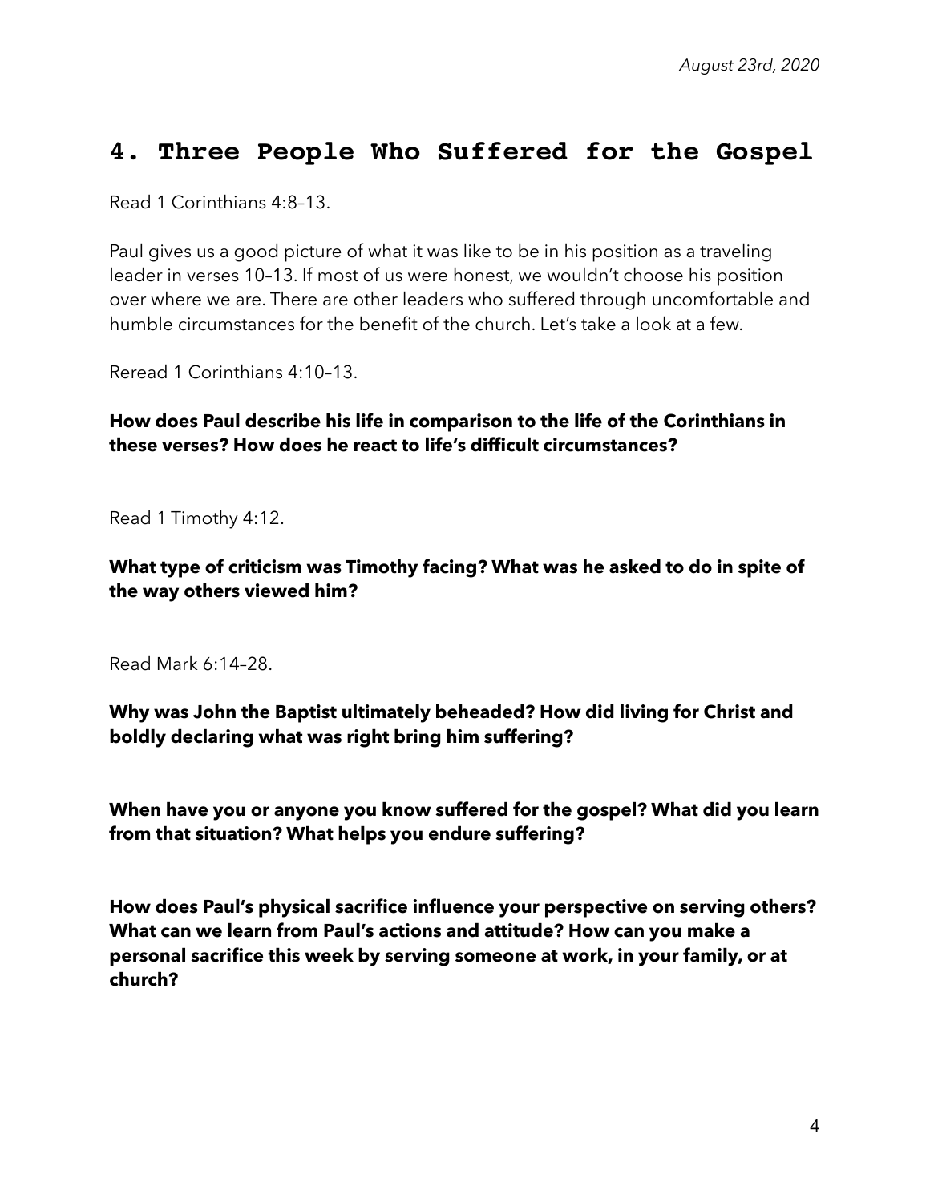*August 23rd, 2020*

## 4. Three People Who Suffered for the Gospel

Read 1 Corinthians 4:8–13.

Paul gives us a good picture of what it was like to be in his position as a traveling leader in verses 10–13. If most of us were honest, we wouldn't choose his position over where we are. There are other leaders who suffered through uncomfortable and humble circumstances for the benefit of the church. Let's take a look at a few.

Reread 1 Corinthians 4:10–13.

**How does Paul describe his life in comparison to the life of the Corinthians in these verses? How does he react to life's difficult circumstances?**

Read 1 Timothy 4:12.

**What type of criticism was Timothy facing? What was he asked to do in spite of the way others viewed him?**

Read Mark 6:14–28.

**Why was John the Baptist ultimately beheaded? How did living for Christ and boldly declaring what was right bring him suffering?**

**When have you or anyone you know suffered for the gospel? What did you learn from that situation? What helps you endure suffering?**

**How does Paul's physical sacrifice influence your perspective on serving others? What can we learn from Paul's actions and attitude? How can you make a personal sacrifice this week by serving someone at work, in your family, or at church?**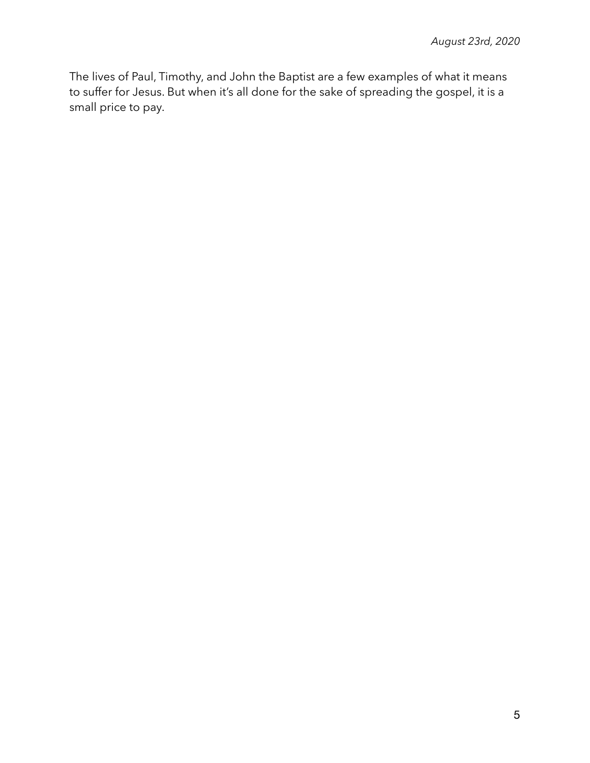The lives of Paul, Timothy, and John the Baptist are a few examples of what it means to suffer for Jesus. But when it's all done for the sake of spreading the gospel, it is a small price to pay.